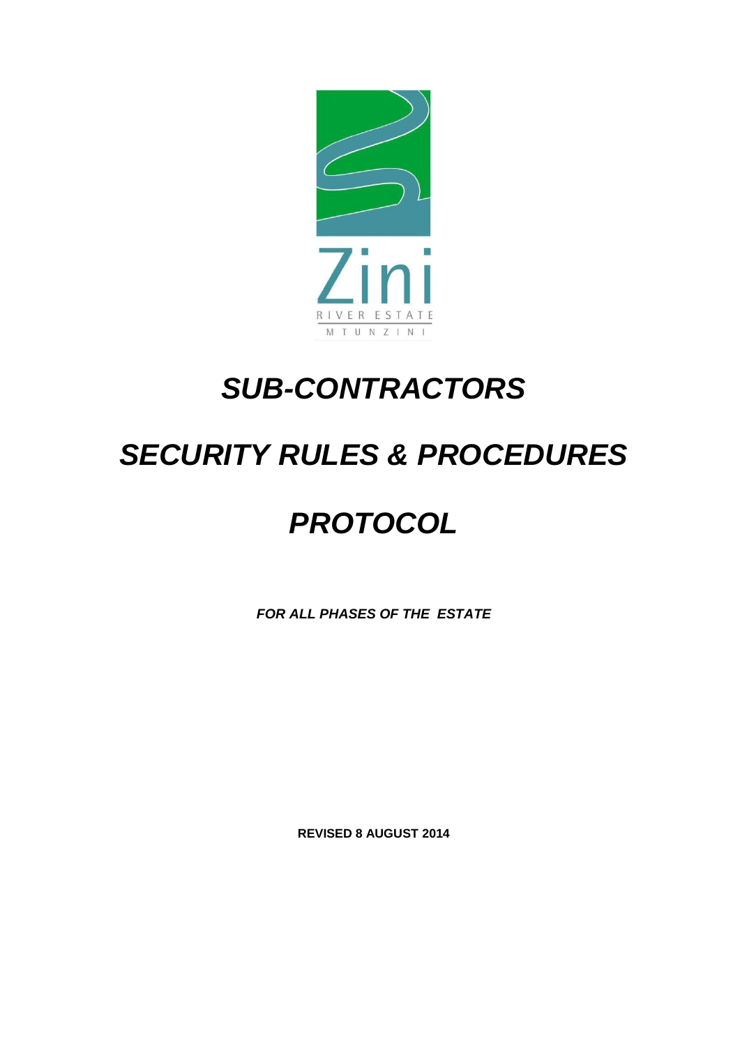Zini

RIVER ESTATE

MTUNZINI

# *SUB-CONTRACTORS*

# *SECURITY RULES & PROCEDURES*

# *PROTOCOL*

***FOR ALL PHASES OF THE ESTATE***

**REVISED 8 AUGUST 2014**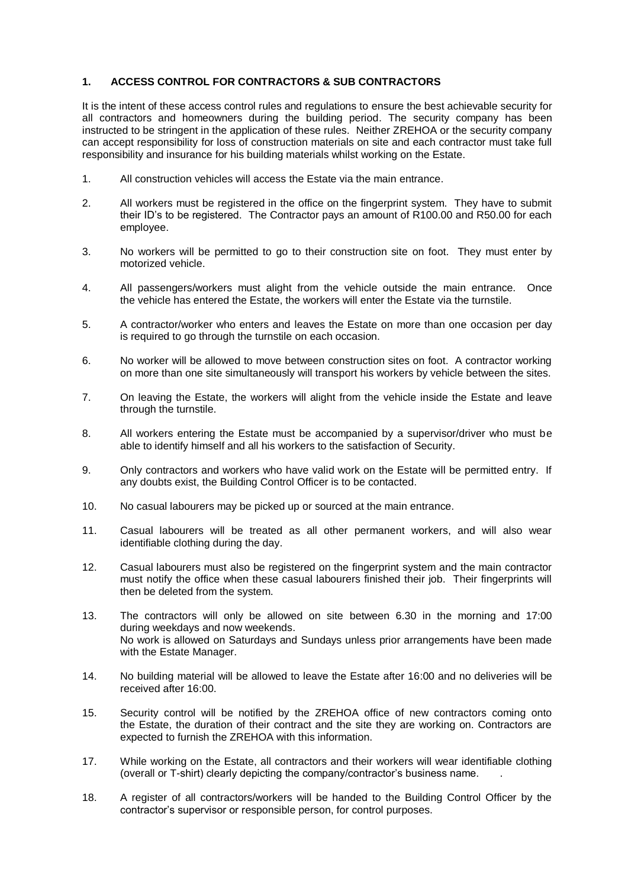## 1. ACCESS CONTROL FOR CONTRACTORS & SUB CONTRACTORS

It is the intent of these access control rules and regulations to ensure the best achievable security for all contractors and homeowners during the building period. The security company has been instructed to be stringent in the application of these rules. Neither ZREHOA or the security company can accept responsibility for loss of construction materials on site and each contractor must take full responsibility and insurance for his building materials whilst working on the Estate.

1. All construction vehicles will access the Estate via the main entrance.

2. All workers must be registered in the office on the fingerprint system. They have to submit their ID's to be registered. The Contractor pays an amount of R100.00 and R50.00 for each employee.

3. No workers will be permitted to go to their construction site on foot. They must enter by motorized vehicle.

4. All passengers/workers must alight from the vehicle outside the main entrance. Once the vehicle has entered the Estate, the workers will enter the Estate via the turnstile.

5. A contractor/worker who enters and leaves the Estate on more than one occasion per day is required to go through the turnstile on each occasion.

6. No worker will be allowed to move between construction sites on foot. A contractor working on more than one site simultaneously will transport his workers by vehicle between the sites.

7. On leaving the Estate, the workers will alight from the vehicle inside the Estate and leave through the turnstile.

8. All workers entering the Estate must be accompanied by a supervisor/driver who must be able to identify himself and all his workers to the satisfaction of Security.

9. Only contractors and workers who have valid work on the Estate will be permitted entry. If any doubts exist, the Building Control Officer is to be contacted.

10. No casual labourers may be picked up or sourced at the main entrance.

11. Casual labourers will be treated as all other permanent workers, and will also wear identifiable clothing during the day.

12. Casual labourers must also be registered on the fingerprint system and the main contractor must notify the office when these casual labourers finished their job. Their fingerprints will then be deleted from the system.

13. The contractors will only be allowed on site between 6.30 in the morning and 17:00 during weekdays and now weekends.
    No work is allowed on Saturdays and Sundays unless prior arrangements have been made with the Estate Manager.

14. No building material will be allowed to leave the Estate after 16:00 and no deliveries will be received after 16:00.

15. Security control will be notified by the ZREHOA office of new contractors coming onto the Estate, the duration of their contract and the site they are working on. Contractors are expected to furnish the ZREHOA with this information.

17. While working on the Estate, all contractors and their workers will wear identifiable clothing (overall or T-shirt) clearly depicting the company/contractor's business name. .

18. A register of all contractors/workers will be handed to the Building Control Officer by the contractor's supervisor or responsible person, for control purposes.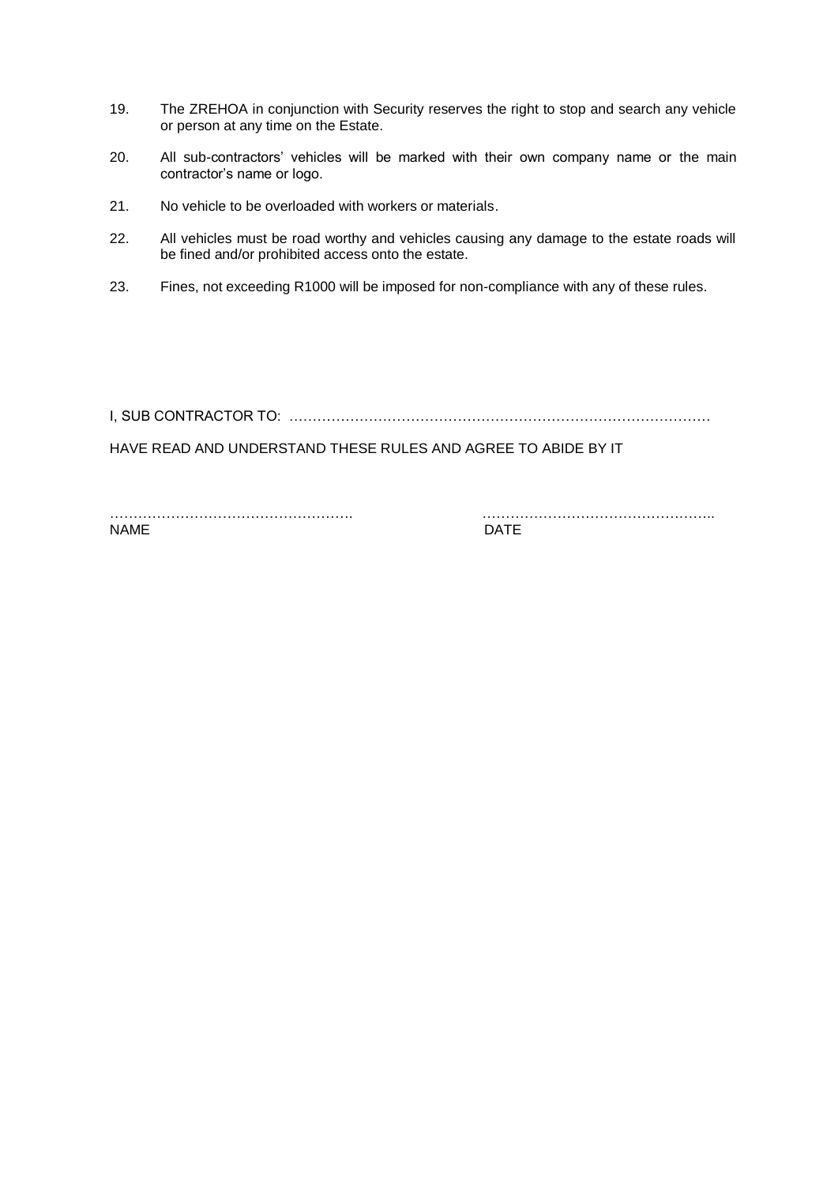19. The ZREHOA in conjunction with Security reserves the right to stop and search any vehicle or person at any time on the Estate.

20. All sub-contractors' vehicles will be marked with their own company name or the main contractor's name or logo.

21. No vehicle to be overloaded with workers or materials.

22. All vehicles must be road worthy and vehicles causing any damage to the estate roads will be fined and/or prohibited access onto the estate.

23. Fines, not exceeding R1000 will be imposed for non-compliance with any of these rules.

I, SUB CONTRACTOR TO: ………………………………………………………………………………

HAVE READ AND UNDERSTAND THESE RULES AND AGREE TO ABIDE BY IT

……………………………………………  ……………………………………………

NAME  DATE